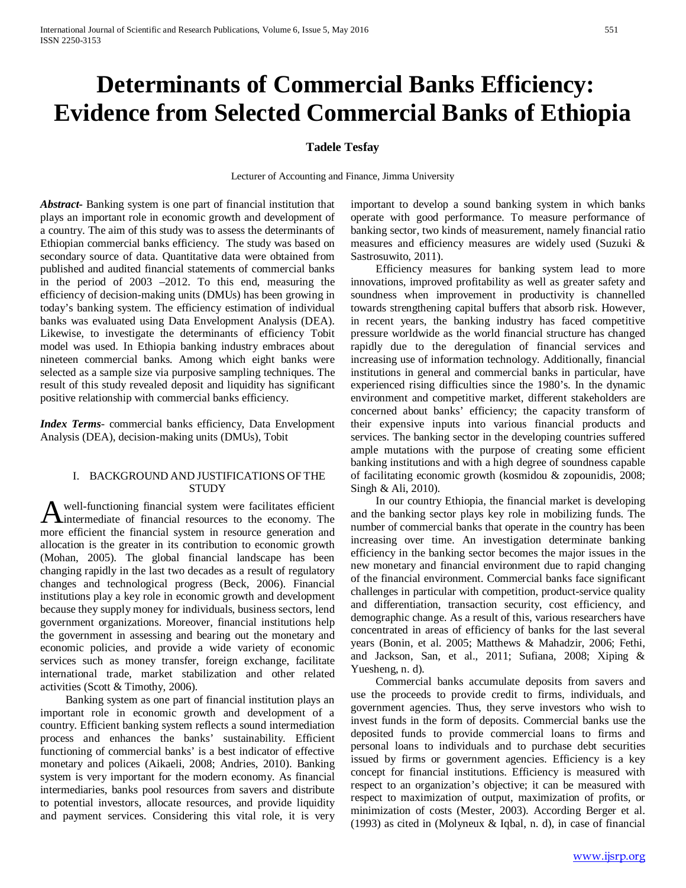# Determinants of Commercial Banks Efficiency: Evidence from Selected Commercial Banks of Ethiopia

**Tadele Tesfay**

Lecturer of Accounting and Finance, Jimma University

***Abstract*-** Banking system is one part of financial institution that plays an important role in economic growth and development of a country. The aim of this study was to assess the determinants of Ethiopian commercial banks efficiency. The study was based on secondary source of data. Quantitative data were obtained from published and audited financial statements of commercial banks in the period of 2003 –2012. To this end, measuring the efficiency of decision-making units (DMUs) has been growing in today's banking system. The efficiency estimation of individual banks was evaluated using Data Envelopment Analysis (DEA). Likewise, to investigate the determinants of efficiency Tobit model was used. In Ethiopia banking industry embraces about nineteen commercial banks. Among which eight banks were selected as a sample size via purposive sampling techniques. The result of this study revealed deposit and liquidity has significant positive relationship with commercial banks efficiency.

***Index Terms*-** commercial banks efficiency, Data Envelopment Analysis (DEA), decision-making units (DMUs), Tobit

## I. BACKGROUND AND JUSTIFICATIONS OF THE STUDY

A well-functioning financial system were facilitates efficient intermediate of financial resources to the economy. The more efficient the financial system in resource generation and allocation is the greater in its contribution to economic growth (Mohan, 2005). The global financial landscape has been changing rapidly in the last two decades as a result of regulatory changes and technological progress (Beck, 2006). Financial institutions play a key role in economic growth and development because they supply money for individuals, business sectors, lend government organizations. Moreover, financial institutions help the government in assessing and bearing out the monetary and economic policies, and provide a wide variety of economic services such as money transfer, foreign exchange, facilitate international trade, market stabilization and other related activities (Scott & Timothy, 2006).

Banking system as one part of financial institution plays an important role in economic growth and development of a country. Efficient banking system reflects a sound intermediation process and enhances the banks' sustainability. Efficient functioning of commercial banks' is a best indicator of effective monetary and polices (Aikaeli, 2008; Andries, 2010). Banking system is very important for the modern economy. As financial intermediaries, banks pool resources from savers and distribute to potential investors, allocate resources, and provide liquidity and payment services. Considering this vital role, it is very important to develop a sound banking system in which banks operate with good performance. To measure performance of banking sector, two kinds of measurement, namely financial ratio measures and efficiency measures are widely used (Suzuki & Sastrosuwito, 2011).

Efficiency measures for banking system lead to more innovations, improved profitability as well as greater safety and soundness when improvement in productivity is channelled towards strengthening capital buffers that absorb risk. However, in recent years, the banking industry has faced competitive pressure worldwide as the world financial structure has changed rapidly due to the deregulation of financial services and increasing use of information technology. Additionally, financial institutions in general and commercial banks in particular, have experienced rising difficulties since the 1980's. In the dynamic environment and competitive market, different stakeholders are concerned about banks' efficiency; the capacity transform of their expensive inputs into various financial products and services. The banking sector in the developing countries suffered ample mutations with the purpose of creating some efficient banking institutions and with a high degree of soundness capable of facilitating economic growth (kosmidou & zopounidis, 2008; Singh & Ali, 2010).

In our country Ethiopia, the financial market is developing and the banking sector plays key role in mobilizing funds. The number of commercial banks that operate in the country has been increasing over time. An investigation determinate banking efficiency in the banking sector becomes the major issues in the new monetary and financial environment due to rapid changing of the financial environment. Commercial banks face significant challenges in particular with competition, product-service quality and differentiation, transaction security, cost efficiency, and demographic change. As a result of this, various researchers have concentrated in areas of efficiency of banks for the last several years (Bonin, et al. 2005; Matthews & Mahadzir, 2006; Fethi, and Jackson, San, et al., 2011; Sufiana, 2008; Xiping & Yuesheng, n. d).

Commercial banks accumulate deposits from savers and use the proceeds to provide credit to firms, individuals, and government agencies. Thus, they serve investors who wish to invest funds in the form of deposits. Commercial banks use the deposited funds to provide commercial loans to firms and personal loans to individuals and to purchase debt securities issued by firms or government agencies. Efficiency is a key concept for financial institutions. Efficiency is measured with respect to an organization's objective; it can be measured with respect to maximization of output, maximization of profits, or minimization of costs (Mester, 2003). According Berger et al. (1993) as cited in (Molyneux & Iqbal, n. d), in case of financial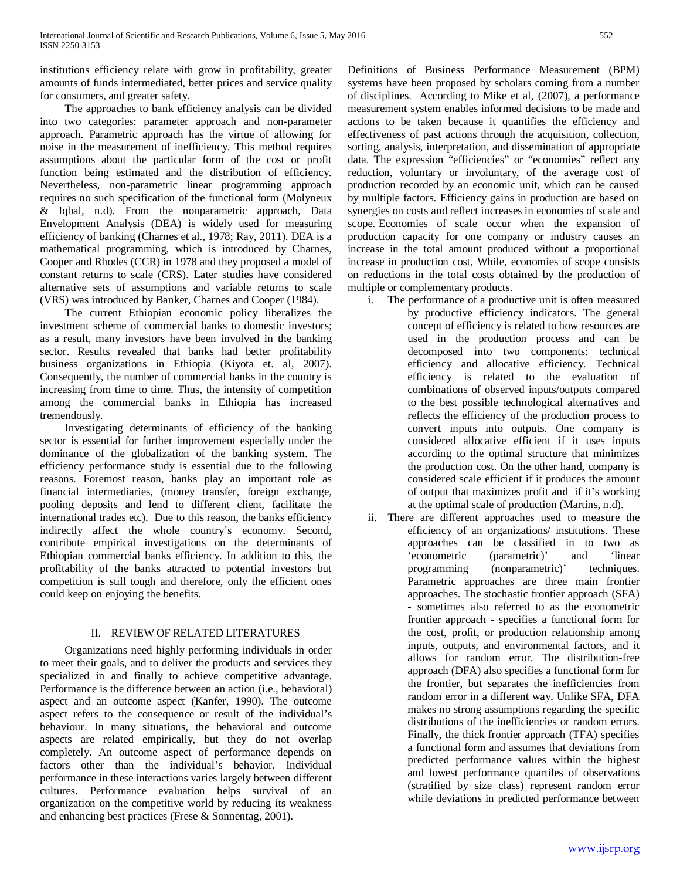institutions efficiency relate with grow in profitability, greater amounts of funds intermediated, better prices and service quality for consumers, and greater safety.

The approaches to bank efficiency analysis can be divided into two categories: parameter approach and non-parameter approach. Parametric approach has the virtue of allowing for noise in the measurement of inefficiency. This method requires assumptions about the particular form of the cost or profit function being estimated and the distribution of efficiency. Nevertheless, non-parametric linear programming approach requires no such specification of the functional form (Molyneux & Iqbal, n.d). From the nonparametric approach, Data Envelopment Analysis (DEA) is widely used for measuring efficiency of banking (Charnes et al., 1978; Ray, 2011). DEA is a mathematical programming, which is introduced by Charnes, Cooper and Rhodes (CCR) in 1978 and they proposed a model of constant returns to scale (CRS). Later studies have considered alternative sets of assumptions and variable returns to scale (VRS) was introduced by Banker, Charnes and Cooper (1984).

The current Ethiopian economic policy liberalizes the investment scheme of commercial banks to domestic investors; as a result, many investors have been involved in the banking sector. Results revealed that banks had better profitability business organizations in Ethiopia (Kiyota et. al, 2007). Consequently, the number of commercial banks in the country is increasing from time to time. Thus, the intensity of competition among the commercial banks in Ethiopia has increased tremendously.

Investigating determinants of efficiency of the banking sector is essential for further improvement especially under the dominance of the globalization of the banking system. The efficiency performance study is essential due to the following reasons. Foremost reason, banks play an important role as financial intermediaries, (money transfer, foreign exchange, pooling deposits and lend to different client, facilitate the international trades etc). Due to this reason, the banks efficiency indirectly affect the whole country's economy. Second, contribute empirical investigations on the determinants of Ethiopian commercial banks efficiency. In addition to this, the profitability of the banks attracted to potential investors but competition is still tough and therefore, only the efficient ones could keep on enjoying the benefits.

## II. REVIEW OF RELATED LITERATURES

Organizations need highly performing individuals in order to meet their goals, and to deliver the products and services they specialized in and finally to achieve competitive advantage. Performance is the difference between an action (i.e., behavioral) aspect and an outcome aspect (Kanfer, 1990). The outcome aspect refers to the consequence or result of the individual's behaviour. In many situations, the behavioral and outcome aspects are related empirically, but they do not overlap completely. An outcome aspect of performance depends on factors other than the individual's behavior. Individual performance in these interactions varies largely between different cultures. Performance evaluation helps survival of an organization on the competitive world by reducing its weakness and enhancing best practices (Frese & Sonnentag, 2001).

Definitions of Business Performance Measurement (BPM) systems have been proposed by scholars coming from a number of disciplines. According to Mike et al, (2007), a performance measurement system enables informed decisions to be made and actions to be taken because it quantifies the efficiency and effectiveness of past actions through the acquisition, collection, sorting, analysis, interpretation, and dissemination of appropriate data. The expression "efficiencies" or "economies" reflect any reduction, voluntary or involuntary, of the average cost of production recorded by an economic unit, which can be caused by multiple factors. Efficiency gains in production are based on synergies on costs and reflect increases in economies of scale and scope. Economies of scale occur when the expansion of production capacity for one company or industry causes an increase in the total amount produced without a proportional increase in production cost, While, economies of scope consists on reductions in the total costs obtained by the production of multiple or complementary products.

i. The performance of a productive unit is often measured by productive efficiency indicators. The general concept of efficiency is related to how resources are used in the production process and can be decomposed into two components: technical efficiency and allocative efficiency. Technical efficiency is related to the evaluation of combinations of observed inputs/outputs compared to the best possible technological alternatives and reflects the efficiency of the production process to convert inputs into outputs. One company is considered allocative efficient if it uses inputs according to the optimal structure that minimizes the production cost. On the other hand, company is considered scale efficient if it produces the amount of output that maximizes profit and if it's working at the optimal scale of production (Martins, n.d).

ii. There are different approaches used to measure the efficiency of an organizations/ institutions. These approaches can be classified in to two as 'econometric (parametric)' and 'linear programming (nonparametric)' techniques. Parametric approaches are three main frontier approaches. The stochastic frontier approach (SFA) - sometimes also referred to as the econometric frontier approach - specifies a functional form for the cost, profit, or production relationship among inputs, outputs, and environmental factors, and it allows for random error. The distribution-free approach (DFA) also specifies a functional form for the frontier, but separates the inefficiencies from random error in a different way. Unlike SFA, DFA makes no strong assumptions regarding the specific distributions of the inefficiencies or random errors. Finally, the thick frontier approach (TFA) specifies a functional form and assumes that deviations from predicted performance values within the highest and lowest performance quartiles of observations (stratified by size class) represent random error while deviations in predicted performance between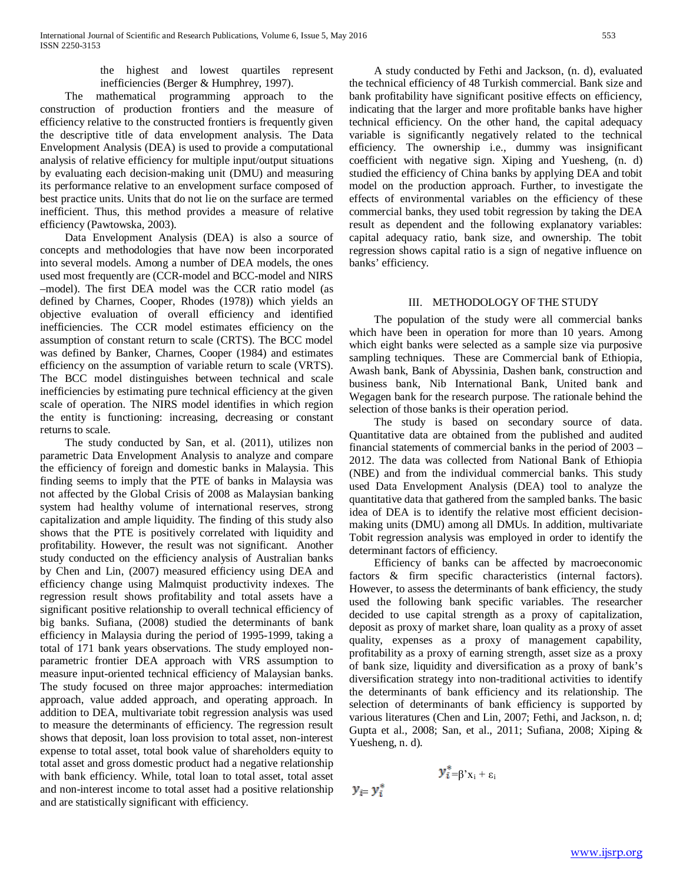the highest and lowest quartiles represent inefficiencies (Berger & Humphrey, 1997).

The mathematical programming approach to the construction of production frontiers and the measure of efficiency relative to the constructed frontiers is frequently given the descriptive title of data envelopment analysis. The Data Envelopment Analysis (DEA) is used to provide a computational analysis of relative efficiency for multiple input/output situations by evaluating each decision-making unit (DMU) and measuring its performance relative to an envelopment surface composed of best practice units. Units that do not lie on the surface are termed inefficient. Thus, this method provides a measure of relative efficiency (Pawtowska, 2003).

Data Envelopment Analysis (DEA) is also a source of concepts and methodologies that have now been incorporated into several models. Among a number of DEA models, the ones used most frequently are (CCR-model and BCC-model and NIRS –model). The first DEA model was the CCR ratio model (as defined by Charnes, Cooper, Rhodes (1978)) which yields an objective evaluation of overall efficiency and identified inefficiencies. The CCR model estimates efficiency on the assumption of constant return to scale (CRTS). The BCC model was defined by Banker, Charnes, Cooper (1984) and estimates efficiency on the assumption of variable return to scale (VRTS). The BCC model distinguishes between technical and scale inefficiencies by estimating pure technical efficiency at the given scale of operation. The NIRS model identifies in which region the entity is functioning: increasing, decreasing or constant returns to scale.

The study conducted by San, et al. (2011), utilizes non parametric Data Envelopment Analysis to analyze and compare the efficiency of foreign and domestic banks in Malaysia. This finding seems to imply that the PTE of banks in Malaysia was not affected by the Global Crisis of 2008 as Malaysian banking system had healthy volume of international reserves, strong capitalization and ample liquidity. The finding of this study also shows that the PTE is positively correlated with liquidity and profitability. However, the result was not significant. Another study conducted on the efficiency analysis of Australian banks by Chen and Lin, (2007) measured efficiency using DEA and efficiency change using Malmquist productivity indexes. The regression result shows profitability and total assets have a significant positive relationship to overall technical efficiency of big banks. Sufiana, (2008) studied the determinants of bank efficiency in Malaysia during the period of 1995-1999, taking a total of 171 bank years observations. The study employed non-parametric frontier DEA approach with VRS assumption to measure input-oriented technical efficiency of Malaysian banks. The study focused on three major approaches: intermediation approach, value added approach, and operating approach. In addition to DEA, multivariate tobit regression analysis was used to measure the determinants of efficiency. The regression result shows that deposit, loan loss provision to total asset, non-interest expense to total asset, total book value of shareholders equity to total asset and gross domestic product had a negative relationship with bank efficiency. While, total loan to total asset, total asset and non-interest income to total asset had a positive relationship and are statistically significant with efficiency.

A study conducted by Fethi and Jackson, (n. d), evaluated the technical efficiency of 48 Turkish commercial. Bank size and bank profitability have significant positive effects on efficiency, indicating that the larger and more profitable banks have higher technical efficiency. On the other hand, the capital adequacy variable is significantly negatively related to the technical efficiency. The ownership i.e., dummy was insignificant coefficient with negative sign. Xiping and Yuesheng, (n. d) studied the efficiency of China banks by applying DEA and tobit model on the production approach. Further, to investigate the effects of environmental variables on the efficiency of these commercial banks, they used tobit regression by taking the DEA result as dependent and the following explanatory variables: capital adequacy ratio, bank size, and ownership. The tobit regression shows capital ratio is a sign of negative influence on banks' efficiency.

## III. METHODOLOGY OF THE STUDY

The population of the study were all commercial banks which have been in operation for more than 10 years. Among which eight banks were selected as a sample size via purposive sampling techniques. These are Commercial bank of Ethiopia, Awash bank, Bank of Abyssinia, Dashen bank, construction and business bank, Nib International Bank, United bank and Wegagen bank for the research purpose. The rationale behind the selection of those banks is their operation period.

The study is based on secondary source of data. Quantitative data are obtained from the published and audited financial statements of commercial banks in the period of 2003 – 2012. The data was collected from National Bank of Ethiopia (NBE) and from the individual commercial banks. This study used Data Envelopment Analysis (DEA) tool to analyze the quantitative data that gathered from the sampled banks. The basic idea of DEA is to identify the relative most efficient decision-making units (DMU) among all DMUs. In addition, multivariate Tobit regression analysis was employed in order to identify the determinant factors of efficiency.

Efficiency of banks can be affected by macroeconomic factors & firm specific characteristics (internal factors). However, to assess the determinants of bank efficiency, the study used the following bank specific variables. The researcher decided to use capital strength as a proxy of capitalization, deposit as proxy of market share, loan quality as a proxy of asset quality, expenses as a proxy of management capability, profitability as a proxy of earning strength, asset size as a proxy of bank size, liquidity and diversification as a proxy of bank's diversification strategy into non-traditional activities to identify the determinants of bank efficiency and its relationship. The selection of determinants of bank efficiency is supported by various literatures (Chen and Lin, 2007; Fethi, and Jackson, n. d; Gupta et al., 2008; San, et al., 2011; Sufiana, 2008; Xiping & Yuesheng, n. d).

$$y_i^* = \beta' x_i + \varepsilon_i$$

$$y_i = y_i^*$$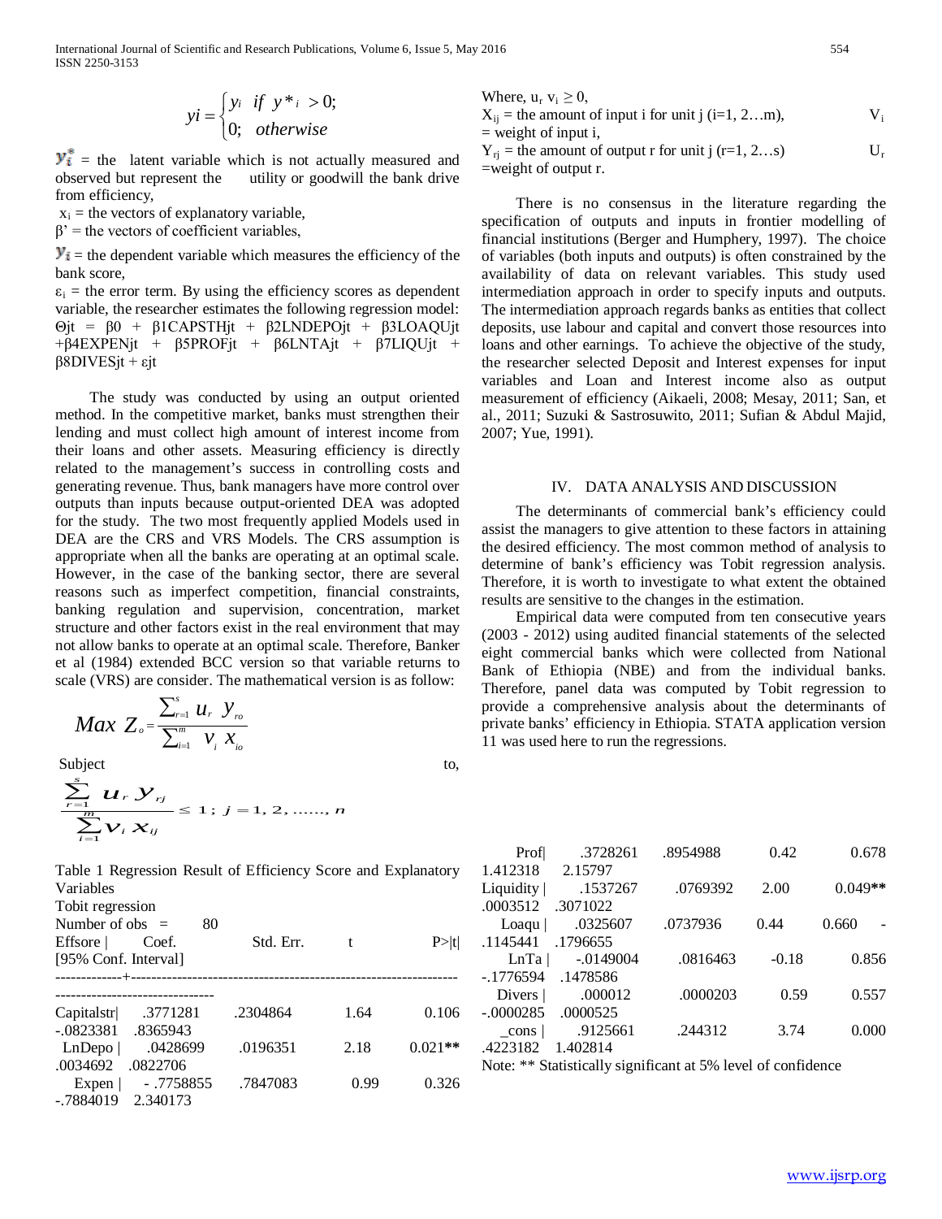$$y_i = \begin{cases} y_i & if \ y^*_i > 0; \\ 0; & otherwise \end{cases}$$

$y^*_i$ = the latent variable which is not actually measured and observed but represent the utility or goodwill the bank drive from efficiency,

$x_i$ = the vectors of explanatory variable,

β' = the vectors of coefficient variables,

$y_i$ = the dependent variable which measures the efficiency of the bank score,

$\varepsilon_i$ = the error term. By using the efficiency scores as dependent variable, the researcher estimates the following regression model:

$\Theta jt = \beta 0 + \beta 1CAPSTHjt + \beta 2LNDEPOjt + \beta 3LOAQUjt + \beta 4EXPENjt + \beta 5PROFjt + \beta 6LNTAjt + \beta 7LIQUjt + \beta 8DIVESjt + \varepsilon jt$

The study was conducted by using an output oriented method. In the competitive market, banks must strengthen their lending and must collect high amount of interest income from their loans and other assets. Measuring efficiency is directly related to the management's success in controlling costs and generating revenue. Thus, bank managers have more control over outputs than inputs because output-oriented DEA was adopted for the study. The two most frequently applied Models used in DEA are the CRS and VRS Models. The CRS assumption is appropriate when all the banks are operating at an optimal scale. However, in the case of the banking sector, there are several reasons such as imperfect competition, financial constraints, banking regulation and supervision, concentration, market structure and other factors exist in the real environment that may not allow banks to operate at an optimal scale. Therefore, Banker et al (1984) extended BCC version so that variable returns to scale (VRS) are consider. The mathematical version is as follow:

$$Max \ Z_o = \frac{\sum_{r=1}^{s} u_r \ y_{ro}}{\sum_{i=1}^{m} \ v_i \ x_{io}}$$

Subject to,

$$\frac{\sum_{r=1}^{s} u_r \, y_{rj}}{\sum_{i=1}^{m} v_i \, x_{ij}} \leq 1; \ j = 1, 2, ......, n$$

Where, $u_r \ v_i \geq 0$,

$X_{ij}$ = the amount of input i for unit j (i=1, 2…m), $V_i$ = weight of input i,

$Y_{rj}$ = the amount of output r for unit j (r=1, 2…s) $U_r$ =weight of output r.

There is no consensus in the literature regarding the specification of outputs and inputs in frontier modelling of financial institutions (Berger and Humphery, 1997). The choice of variables (both inputs and outputs) is often constrained by the availability of data on relevant variables. This study used intermediation approach in order to specify inputs and outputs. The intermediation approach regards banks as entities that collect deposits, use labour and capital and convert those resources into loans and other earnings. To achieve the objective of the study, the researcher selected Deposit and Interest expenses for input variables and Loan and Interest income also as output measurement of efficiency (Aikaeli, 2008; Mesay, 2011; San, et al., 2011; Suzuki & Sastrosuwito, 2011; Sufian & Abdul Majid, 2007; Yue, 1991).

## IV. DATA ANALYSIS AND DISCUSSION

The determinants of commercial bank's efficiency could assist the managers to give attention to these factors in attaining the desired efficiency. The most common method of analysis to determine of bank's efficiency was Tobit regression analysis. Therefore, it is worth to investigate to what extent the obtained results are sensitive to the changes in the estimation.

Empirical data were computed from ten consecutive years (2003 - 2012) using audited financial statements of the selected eight commercial banks which were collected from National Bank of Ethiopia (NBE) and from the individual banks. Therefore, panel data was computed by Tobit regression to provide a comprehensive analysis about the determinants of private banks' efficiency in Ethiopia. STATA application version 11 was used here to run the regressions.

Table 1 Regression Result of Efficiency Score and Explanatory Variables

Tobit regression

Number of obs = 80

| Effsore | Coef. | Std. Err. | t | P>\|t\| | [95% Conf. Interval] | |
|---|---|---|---|---|---|---|
| Capitalstr | .3771281 | .2304864 | 1.64 | 0.106 | -.0823381 | .8365943 |
| LnDepo | .0428699 | .0196351 | 2.18 | 0.021** | .0034692 | .0822706 |
| Expen | - .7758855 | .7847083 | 0.99 | 0.326 | -.7884019 | 2.340173 |
| Prof | .3728261 | .8954988 | 0.42 | 0.678 | 1.412318 | 2.15797 |
| Liquidity | .1537267 | .0769392 | 2.00 | 0.049** | .0003512 | .3071022 |
| Loaqu | .0325607 | .0737936 | 0.44 | 0.660 | -.1145441 | .1796655 |
| LnTa | -.0149004 | .0816463 | -0.18 | 0.856 | -.1776594 | .1478586 |
| Divers | .000012 | .0000203 | 0.59 | 0.557 | -.0000285 | .0000525 |
| _cons | .9125661 | .244312 | 3.74 | 0.000 | .4223182 | 1.402814 |

Note: ** Statistically significant at 5% level of confidence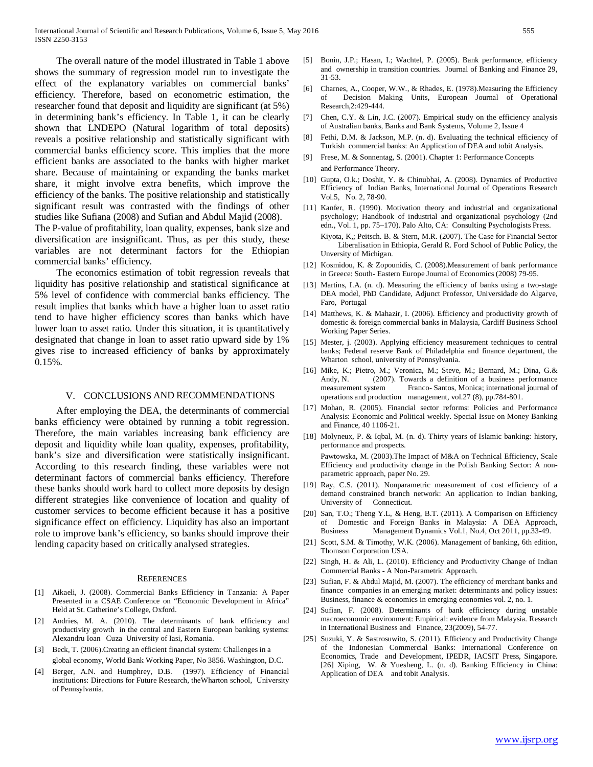The overall nature of the model illustrated in Table 1 above shows the summary of regression model run to investigate the effect of the explanatory variables on commercial banks' efficiency. Therefore, based on econometric estimation, the researcher found that deposit and liquidity are significant (at 5%) in determining bank's efficiency. In Table 1, it can be clearly shown that LNDEPO (Natural logarithm of total deposits) reveals a positive relationship and statistically significant with commercial banks efficiency score. This implies that the more efficient banks are associated to the banks with higher market share. Because of maintaining or expanding the banks market share, it might involve extra benefits, which improve the efficiency of the banks. The positive relationship and statistically significant result was contrasted with the findings of other studies like Sufiana (2008) and Sufian and Abdul Majid (2008).
The P-value of profitability, loan quality, expenses, bank size and diversification are insignificant. Thus, as per this study, these variables are not determinant factors for the Ethiopian commercial banks' efficiency.

The economics estimation of tobit regression reveals that liquidity has positive relationship and statistical significance at 5% level of confidence with commercial banks efficiency. The result implies that banks which have a higher loan to asset ratio tend to have higher efficiency scores than banks which have lower loan to asset ratio. Under this situation, it is quantitatively designated that change in loan to asset ratio upward side by 1% gives rise to increased efficiency of banks by approximately 0.15%.

## V. CONCLUSIONS AND RECOMMENDATIONS

After employing the DEA, the determinants of commercial banks efficiency were obtained by running a tobit regression. Therefore, the main variables increasing bank efficiency are deposit and liquidity while loan quality, expenses, profitability, bank's size and diversification were statistically insignificant. According to this research finding, these variables were not determinant factors of commercial banks efficiency. Therefore these banks should work hard to collect more deposits by design different strategies like convenience of location and quality of customer services to become efficient because it has a positive significance effect on efficiency. Liquidity has also an important role to improve bank's efficiency, so banks should improve their lending capacity based on critically analysed strategies.

## REFERENCES

[1] Aikaeli, J. (2008). Commercial Banks Efficiency in Tanzania: A Paper Presented in a CSAE Conference on "Economic Development in Africa" Held at St. Catherine's College, Oxford.

[2] Andries, M. A. (2010). The determinants of bank efficiency and productivity growth in the central and Eastern European banking systems: Alexandru Ioan Cuza University of Iasi, Romania.

[3] Beck, T. (2006).Creating an efficient financial system: Challenges in a global economy, World Bank Working Paper, No 3856. Washington, D.C.

[4] Berger, A.N. and Humphrey, D.B. (1997). Efficiency of Financial institutions: Directions for Future Research, theWharton school, University of Pennsylvania.

[5] Bonin, J.P.; Hasan, I.; Wachtel, P. (2005). Bank performance, efficiency and ownership in transition countries. Journal of Banking and Finance 29, 31-53.

[6] Charnes, A., Cooper, W.W., & Rhades, E. (1978).Measuring the Efficiency of Decision Making Units, European Journal of Operational Research,2:429-444.

[7] Chen, C.Y. & Lin, J.C. (2007). Empirical study on the efficiency analysis of Australian banks, Banks and Bank Systems, Volume 2, Issue 4

[8] Fethi, D.M. & Jackson, M.P. (n. d). Evaluating the technical efficiency of Turkish commercial banks: An Application of DEA and tobit Analysis.

[9] Frese, M. & Sonnentag, S. (2001). Chapter 1: Performance Concepts and Performance Theory.

[10] Gupta, O.k.; Doshit, Y. & Chinubhai, A. (2008). Dynamics of Productive Efficiency of Indian Banks, International Journal of Operations Research Vol.5, No. 2, 78-90.

[11] Kanfer, R. (1990). Motivation theory and industrial and organizational psychology; Handbook of industrial and organizational psychology (2nd edn., Vol. 1, pp. 75–170). Palo Alto, CA: Consulting Psychologists Press.
Kiyota, K,; Peitsch. B. & Stern, M.R. (2007). The Case for Financial Sector Liberalisation in Ethiopia, Gerald R. Ford School of Public Policy, the Unversity of Michigan.

[12] Kosmidou, K. & Zopounidis, C. (2008).Measurement of bank performance in Greece: South- Eastern Europe Journal of Economics (2008) 79-95.

[13] Martins, I.A. (n. d). Measuring the efficiency of banks using a two-stage DEA model, PhD Candidate, Adjunct Professor, Universidade do Algarve, Faro, Portugal

[14] Matthews, K. & Mahazir, I. (2006). Efficiency and productivity growth of domestic & foreign commercial banks in Malaysia, Cardiff Business School Working Paper Series.

[15] Mester, j. (2003). Applying efficiency measurement techniques to central banks; Federal reserve Bank of Philadelphia and finance department, the Wharton school, university of Pennsylvania.

[16] Mike, K.; Pietro, M.; Veronica, M.; Steve, M.; Bernard, M.; Dina, G.& Andy, N. (2007). Towards a definition of a business performance measurement system Franco- Santos, Monica; international journal of operations and production management, vol.27 (8), pp.784-801.

[17] Mohan, R. (2005). Financial sector reforms: Policies and Performance Analysis: Economic and Political weekly. Special Issue on Money Banking and Finance, 40 1106-21.

[18] Molyneux, P. & Iqbal, M. (n. d). Thirty years of Islamic banking: history, performance and prospects.
Pawtowska, M. (2003).The Impact of M&A on Technical Efficiency, Scale Efficiency and productivity change in the Polish Banking Sector: A non-parametric approach, paper No. 29.

[19] Ray, C.S. (2011). Nonparametric measurement of cost efficiency of a demand constrained branch network: An application to Indian banking, University of Connecticut.

[20] San, T.O.; Theng Y.L, & Heng, B.T. (2011). A Comparison on Efficiency of Domestic and Foreign Banks in Malaysia: A DEA Approach, Business Management Dynamics Vol.1, No.4, Oct 2011, pp.33-49.

[21] Scott, S.M. & Timothy, W.K. (2006). Management of banking, 6th edition, Thomson Corporation USA.

[22] Singh, H. & Ali, L. (2010). Efficiency and Productivity Change of Indian Commercial Banks - A Non-Parametric Approach.

[23] Sufian, F. & Abdul Majid, M. (2007). The efficiency of merchant banks and finance companies in an emerging market: determinants and policy issues: Business, finance & economics in emerging economies vol. 2, no. 1.

[24] Sufian, F. (2008). Determinants of bank efficiency during unstable macroeconomic environment: Empirical: evidence from Malaysia. Research in International Business and Finance, 23(2009), 54-77.

[25] Suzuki, Y. & Sastrosuwito, S. (2011). Efficiency and Productivity Change of the Indonesian Commercial Banks: International Conference on Economics, Trade and Development, IPEDR, IACSIT Press, Singapore.
[26] Xiping, W. & Yuesheng, L. (n. d). Banking Efficiency in China: Application of DEA and tobit Analysis.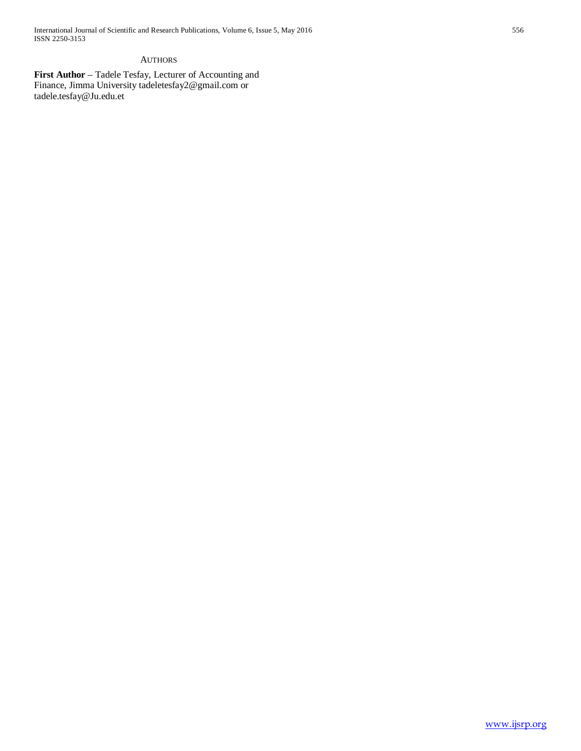## AUTHORS

**First Author** – Tadele Tesfay, Lecturer of Accounting and Finance, Jimma University tadeletesfay2@gmail.com or tadele.tesfay@Ju.edu.et